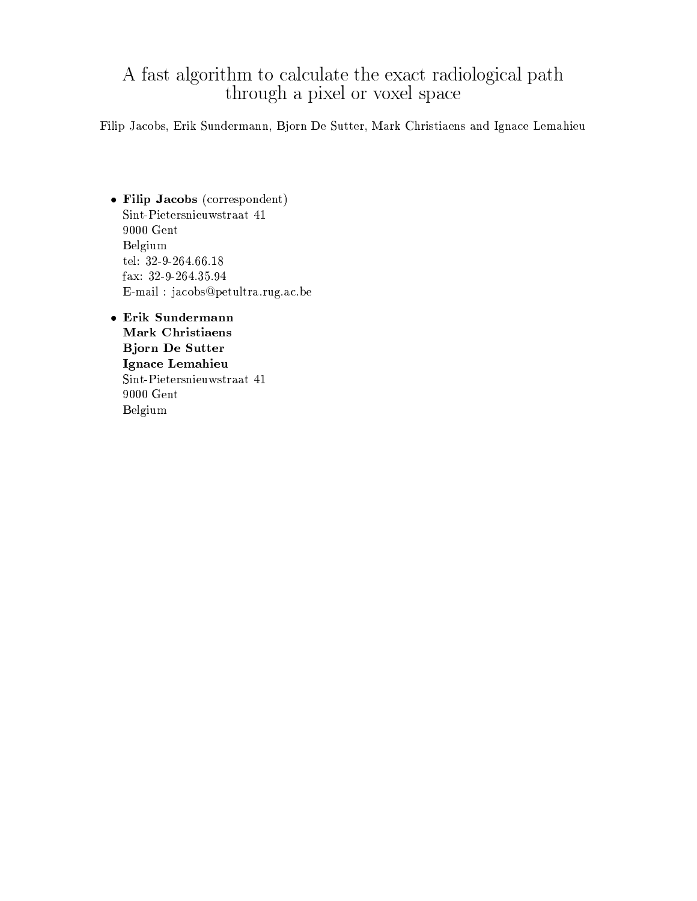# A fast algorithm to calculate the exact radiological path through a pixel or voxel space

Filip Jacobs, Erik Sundermann, Bjorn De Sutter, Mark Christiaens and Ignace Lemahieu

- **Filip Jacobs** (correspondent)
  Sint-Pietersnieuwstraat 41
  9000 Gent
  Belgium
  tel: 32-9-264.66.18
  fax: 32-9-264.35.94
  E-mail : jacobs@petultra.rug.ac.be

- **Erik Sundermann**
  **Mark Christiaens**
  **Bjorn De Sutter**
  **Ignace Lemahieu**
  Sint-Pietersnieuwstraat 41
  9000 Gent
  Belgium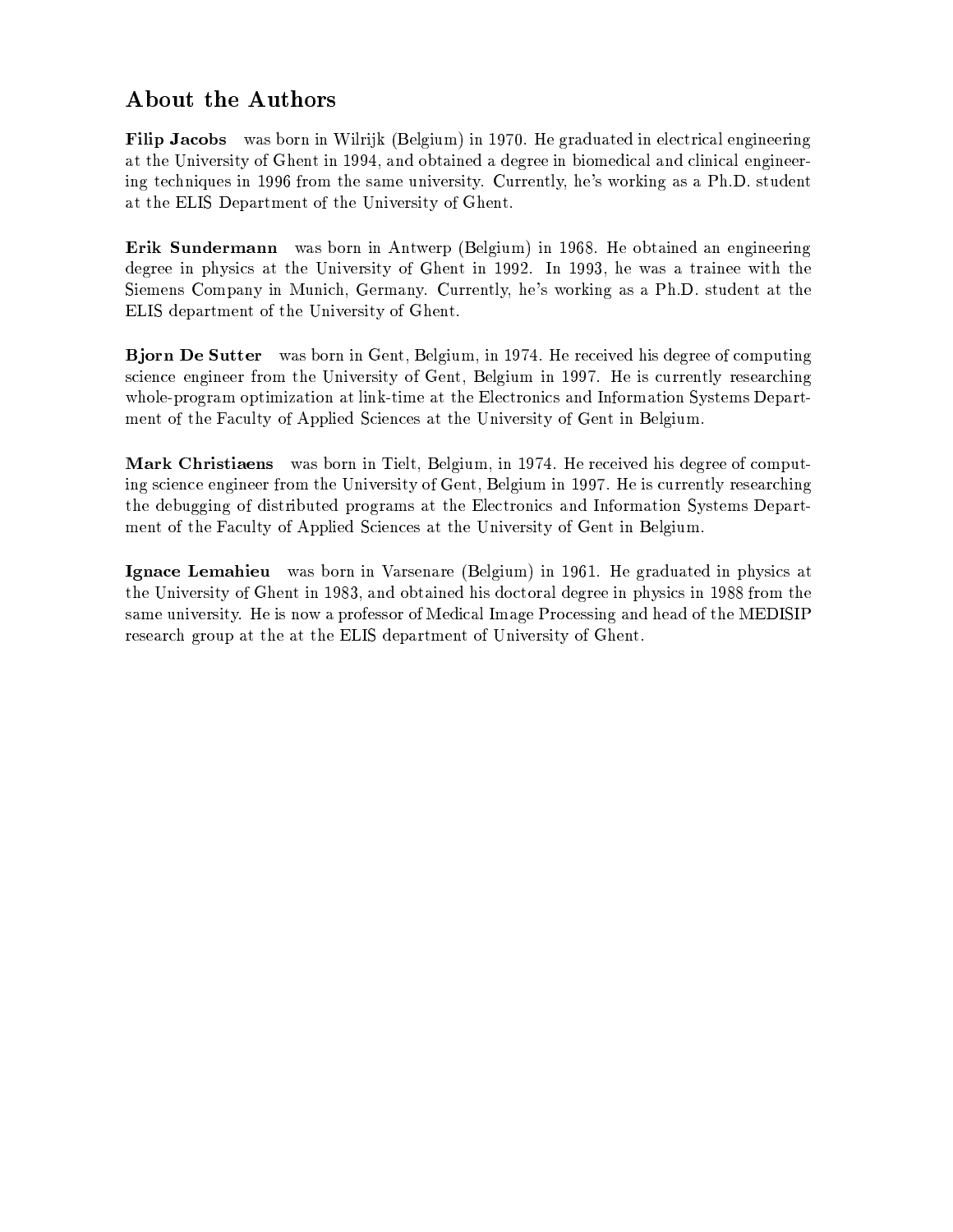## About the Authors

**Filip Jacobs** was born in Wilrijk (Belgium) in 1970. He graduated in electrical engineering at the University of Ghent in 1994, and obtained a degree in biomedical and clinical engineering techniques in 1996 from the same university. Currently, he's working as a Ph.D. student at the ELIS Department of the University of Ghent.

**Erik Sundermann** was born in Antwerp (Belgium) in 1968. He obtained an engineering degree in physics at the University of Ghent in 1992. In 1993, he was a trainee with the Siemens Company in Munich, Germany. Currently, he's working as a Ph.D. student at the ELIS department of the University of Ghent.

**Bjorn De Sutter** was born in Gent, Belgium, in 1974. He received his degree of computing science engineer from the University of Gent, Belgium in 1997. He is currently researching whole-program optimization at link-time at the Electronics and Information Systems Department of the Faculty of Applied Sciences at the University of Gent in Belgium.

**Mark Christiaens** was born in Tielt, Belgium, in 1974. He received his degree of computing science engineer from the University of Gent, Belgium in 1997. He is currently researching the debugging of distributed programs at the Electronics and Information Systems Department of the Faculty of Applied Sciences at the University of Gent in Belgium.

**Ignace Lemahieu** was born in Varsenare (Belgium) in 1961. He graduated in physics at the University of Ghent in 1983, and obtained his doctoral degree in physics in 1988 from the same university. He is now a professor of Medical Image Processing and head of the MEDISIP research group at the at the ELIS department of University of Ghent.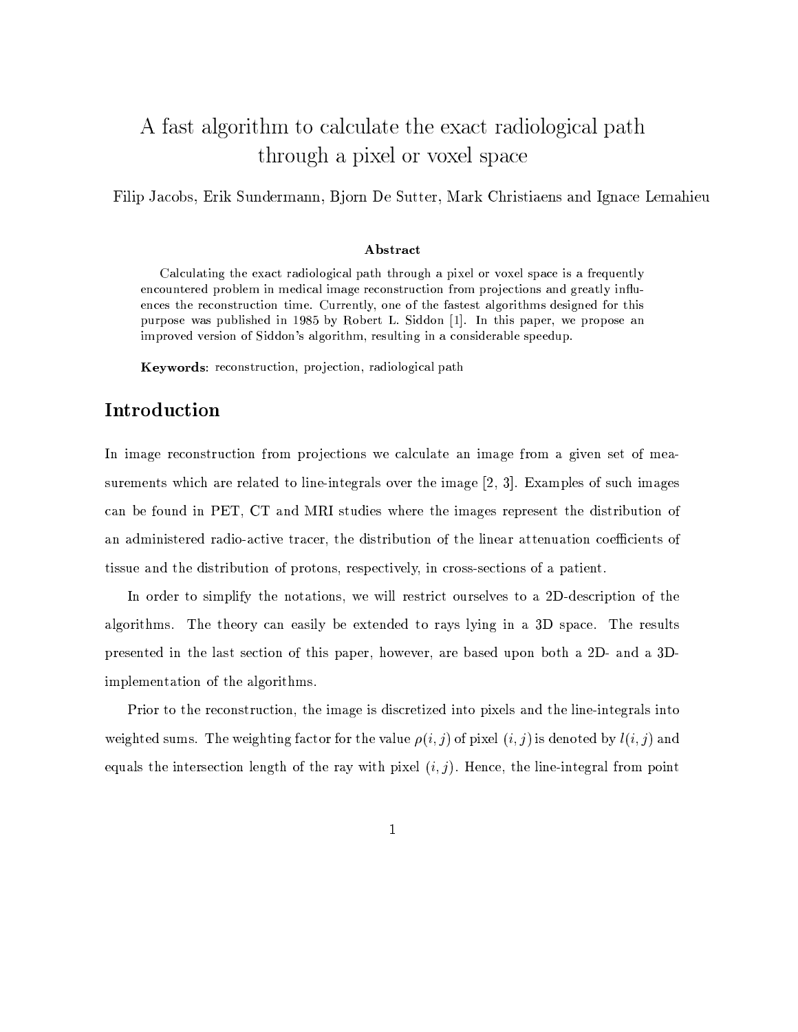# A fast algorithm to calculate the exact radiological path through a pixel or voxel space

Filip Jacobs, Erik Sundermann, Bjorn De Sutter, Mark Christiaens and Ignace Lemahieu

### Abstract

Calculating the exact radiological path through a pixel or voxel space is a frequently encountered problem in medical image reconstruction from projections and greatly influences the reconstruction time. Currently, one of the fastest algorithms designed for this purpose was published in 1985 by Robert L. Siddon [1]. In this paper, we propose an improved version of Siddon's algorithm, resulting in a considerable speedup.

**Keywords**: reconstruction, projection, radiological path

## Introduction

In image reconstruction from projections we calculate an image from a given set of measurements which are related to line-integrals over the image [2, 3]. Examples of such images can be found in PET, CT and MRI studies where the images represent the distribution of an administered radio-active tracer, the distribution of the linear attenuation coefficients of tissue and the distribution of protons, respectively, in cross-sections of a patient.

In order to simplify the notations, we will restrict ourselves to a 2D-description of the algorithms. The theory can easily be extended to rays lying in a 3D space. The results presented in the last section of this paper, however, are based upon both a 2D- and a 3D-implementation of the algorithms.

Prior to the reconstruction, the image is discretized into pixels and the line-integrals into weighted sums. The weighting factor for the value $\rho(i, j)$ of pixel $(i, j)$ is denoted by $l(i, j)$ and equals the intersection length of the ray with pixel $(i, j)$. Hence, the line-integral from point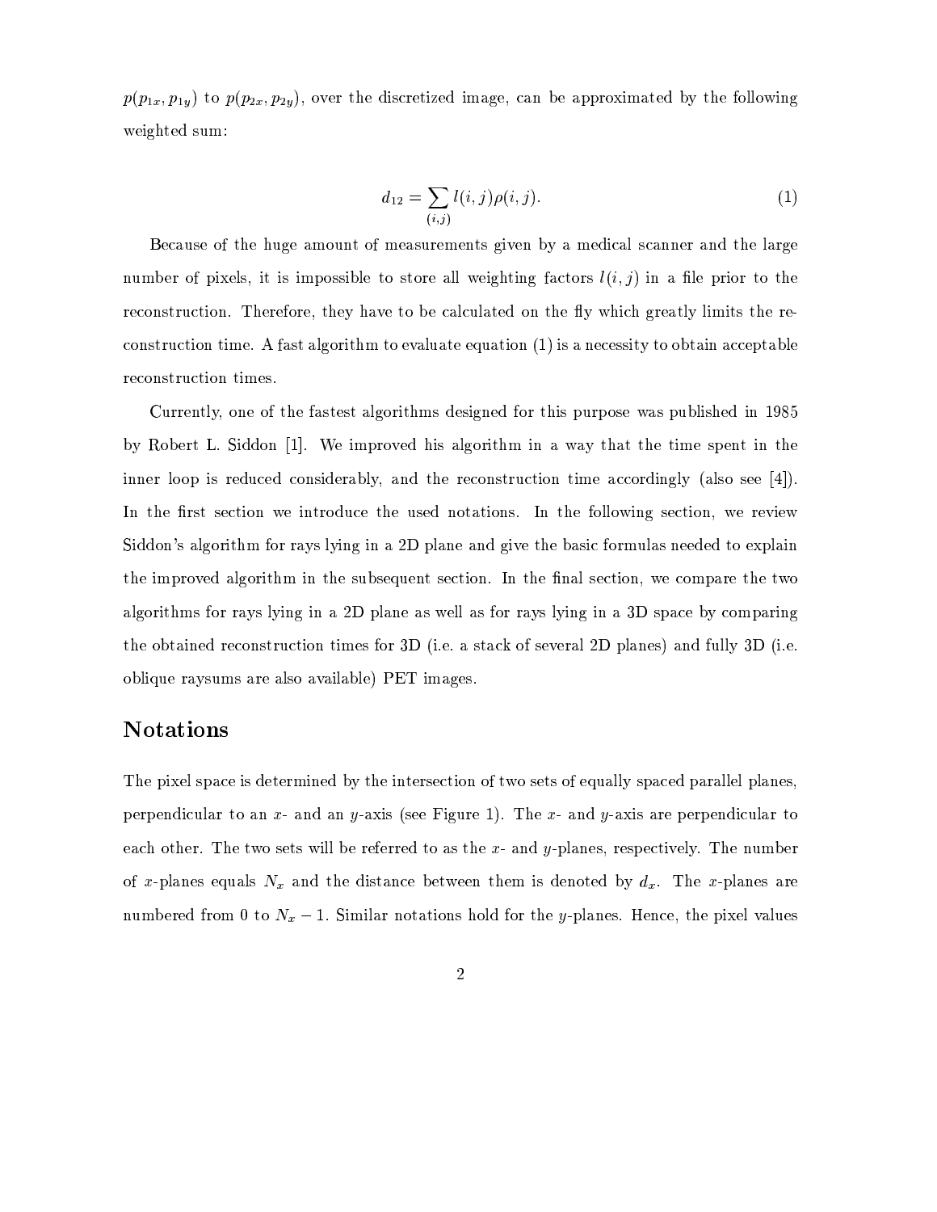$p(p_{1x}, p_{1y})$ to $p(p_{2x}, p_{2y})$, over the discretized image, can be approximated by the following weighted sum:

$$d_{12} = \sum_{(i,j)} l(i,j)\rho(i,j). \tag{1}$$

Because of the huge amount of measurements given by a medical scanner and the large number of pixels, it is impossible to store all weighting factors $l(i,j)$ in a file prior to the reconstruction. Therefore, they have to be calculated on the fly which greatly limits the reconstruction time. A fast algorithm to evaluate equation (1) is a necessity to obtain acceptable reconstruction times.

Currently, one of the fastest algorithms designed for this purpose was published in 1985 by Robert L. Siddon [1]. We improved his algorithm in a way that the time spent in the inner loop is reduced considerably, and the reconstruction time accordingly (also see [4]). In the first section we introduce the used notations. In the following section, we review Siddon's algorithm for rays lying in a 2D plane and give the basic formulas needed to explain the improved algorithm in the subsequent section. In the final section, we compare the two algorithms for rays lying in a 2D plane as well as for rays lying in a 3D space by comparing the obtained reconstruction times for 3D (i.e. a stack of several 2D planes) and fully 3D (i.e. oblique raysums are also available) PET images.

## Notations

The pixel space is determined by the intersection of two sets of equally spaced parallel planes, perpendicular to an $x$- and an $y$-axis (see Figure 1). The $x$- and $y$-axis are perpendicular to each other. The two sets will be referred to as the $x$- and $y$-planes, respectively. The number of $x$-planes equals $N_x$ and the distance between them is denoted by $d_x$. The $x$-planes are numbered from 0 to $N_x - 1$. Similar notations hold for the $y$-planes. Hence, the pixel values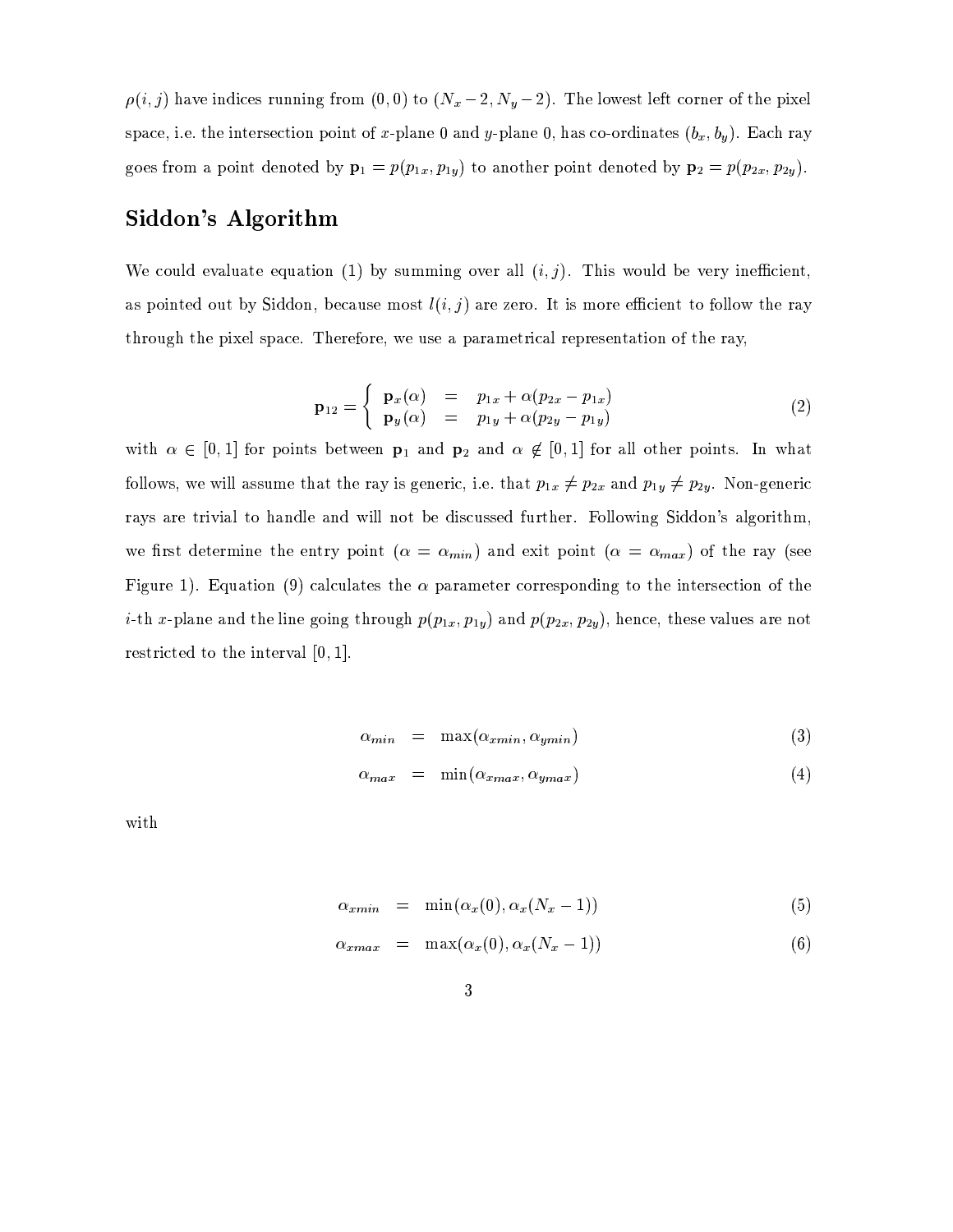$\rho(i,j)$ have indices running from $(0,0)$ to $(N_x-2, N_y-2)$. The lowest left corner of the pixel space, i.e. the intersection point of $x$-plane 0 and $y$-plane 0, has co-ordinates $(b_x, b_y)$. Each ray goes from a point denoted by $\mathbf{p}_1 = p(p_{1x}, p_{1y})$ to another point denoted by $\mathbf{p}_2 = p(p_{2x}, p_{2y})$.

## Siddon's Algorithm

We could evaluate equation (1) by summing over all $(i,j)$. This would be very inefficient, as pointed out by Siddon, because most $l(i,j)$ are zero. It is more efficient to follow the ray through the pixel space. Therefore, we use a parametrical representation of the ray,

$$\mathbf{p}_{12} = \begin{cases} \mathbf{p}_x(\alpha) & = & p_{1x} + \alpha(p_{2x} - p_{1x}) \\ \mathbf{p}_y(\alpha) & = & p_{1y} + \alpha(p_{2y} - p_{1y}) \end{cases} \tag{2}$$

with $\alpha \in [0,1]$ for points between $\mathbf{p}_1$ and $\mathbf{p}_2$ and $\alpha \notin [0,1]$ for all other points. In what follows, we will assume that the ray is generic, i.e. that $p_{1x} \neq p_{2x}$ and $p_{1y} \neq p_{2y}$. Non-generic rays are trivial to handle and will not be discussed further. Following Siddon's algorithm, we first determine the entry point ($\alpha = \alpha_{min}$) and exit point ($\alpha = \alpha_{max}$) of the ray (see Figure 1). Equation (9) calculates the $\alpha$ parameter corresponding to the intersection of the $i$-th $x$-plane and the line going through $p(p_{1x}, p_{1y})$ and $p(p_{2x}, p_{2y})$, hence, these values are not restricted to the interval $[0,1]$.

$$\alpha_{min} = \max(\alpha_{xmin}, \alpha_{ymin}) \tag{3}$$

$$\alpha_{max} = \min(\alpha_{xmax}, \alpha_{ymax}) \tag{4}$$

with

$$\alpha_{xmin} = \min(\alpha_x(0), \alpha_x(N_x - 1)) \tag{5}$$

$$\alpha_{xmax} = \max(\alpha_x(0), \alpha_x(N_x - 1)) \tag{6}$$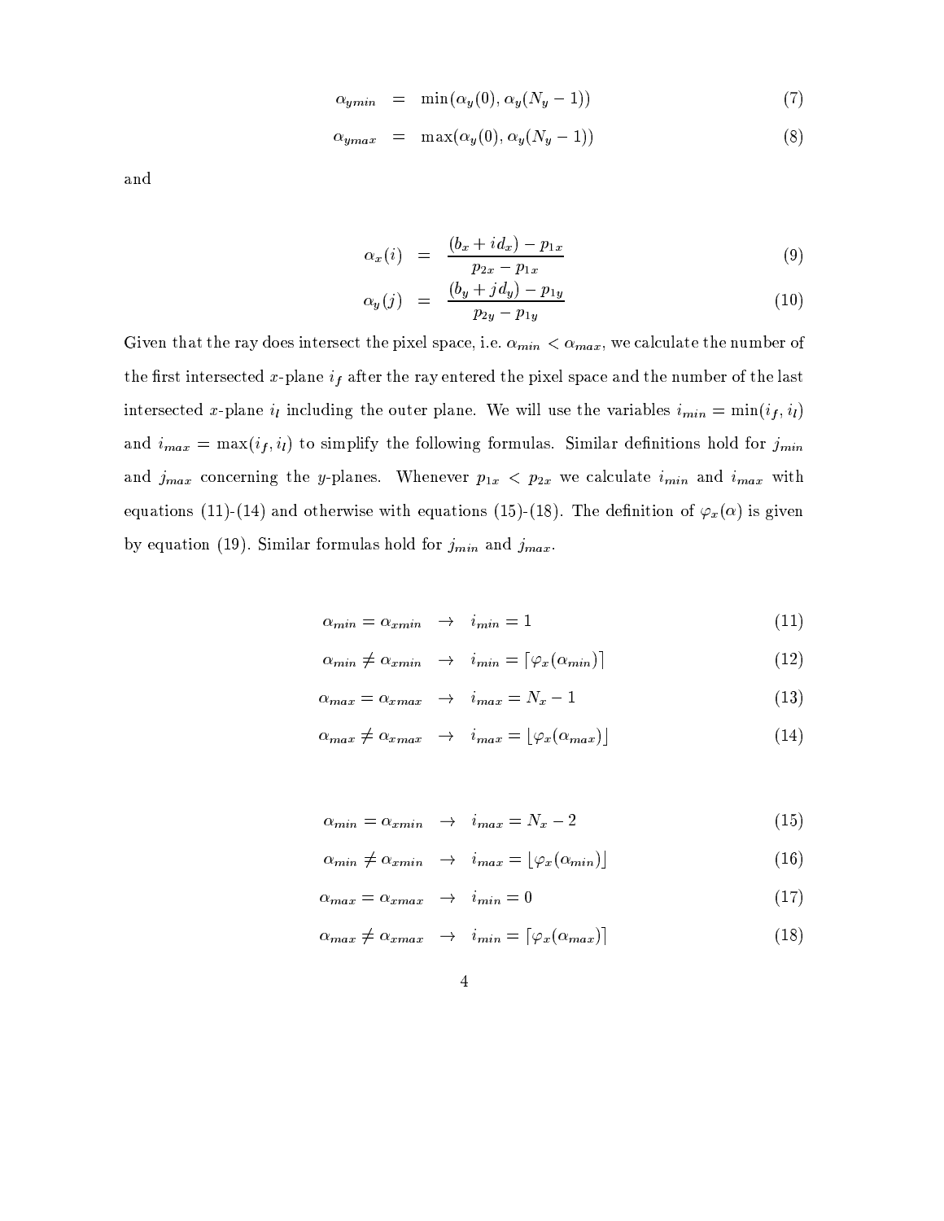$$\alpha_{ymin} = \min(\alpha_y(0), \alpha_y(N_y - 1)) \tag{7}$$

$$\alpha_{ymax} = \max(\alpha_y(0), \alpha_y(N_y - 1)) \tag{8}$$

and

$$\alpha_x(i) = \frac{(b_x + i d_x) - p_{1x}}{p_{2x} - p_{1x}} \tag{9}$$

$$\alpha_y(j) = \frac{(b_y + j d_y) - p_{1y}}{p_{2y} - p_{1y}} \tag{10}$$

Given that the ray does intersect the pixel space, i.e. $\alpha_{min} < \alpha_{max}$, we calculate the number of the first intersected $x$-plane $i_f$ after the ray entered the pixel space and the number of the last intersected $x$-plane $i_l$ including the outer plane. We will use the variables $i_{min} = \min(i_f, i_l)$ and $i_{max} = \max(i_f, i_l)$ to simplify the following formulas. Similar definitions hold for $j_{min}$ and $j_{max}$ concerning the $y$-planes. Whenever $p_{1x} < p_{2x}$ we calculate $i_{min}$ and $i_{max}$ with equations (11)-(14) and otherwise with equations (15)-(18). The definition of $\varphi_x(\alpha)$ is given by equation (19). Similar formulas hold for $j_{min}$ and $j_{max}$.

$$\alpha_{min} = \alpha_{xmin} \quad \rightarrow \quad i_{min} = 1 \tag{11}$$

$$\alpha_{min} \neq \alpha_{xmin} \quad \rightarrow \quad i_{min} = \lceil \varphi_x(\alpha_{min}) \rceil \tag{12}$$

$$\alpha_{max} = \alpha_{xmax} \quad \rightarrow \quad i_{max} = N_x - 1 \tag{13}$$

$$\alpha_{max} \neq \alpha_{xmax} \quad \rightarrow \quad i_{max} = \lfloor \varphi_x(\alpha_{max}) \rfloor \tag{14}$$

$$\alpha_{min} = \alpha_{xmin} \quad \rightarrow \quad i_{max} = N_x - 2 \tag{15}$$

$$\alpha_{min} \neq \alpha_{xmin} \quad \rightarrow \quad i_{max} = \lfloor \varphi_x(\alpha_{min}) \rfloor \tag{16}$$

$$\alpha_{max} = \alpha_{xmax} \quad \rightarrow \quad i_{min} = 0 \tag{17}$$

$$\alpha_{max} \neq \alpha_{xmax} \quad \rightarrow \quad i_{min} = \lceil \varphi_x(\alpha_{max}) \rceil \tag{18}$$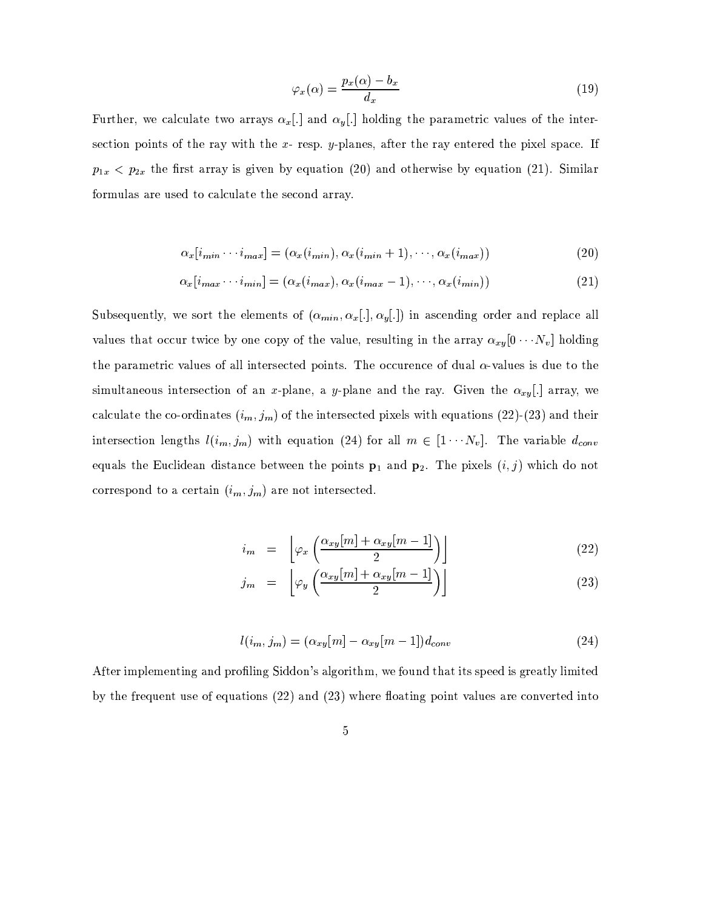$$\varphi_x(\alpha) = \frac{p_x(\alpha) - b_x}{d_x} \tag{19}$$

Further, we calculate two arrays $\alpha_x[.]$ and $\alpha_y[.]$ holding the parametric values of the intersection points of the ray with the $x$- resp. $y$-planes, after the ray entered the pixel space. If $p_{1x} < p_{2x}$ the first array is given by equation (20) and otherwise by equation (21). Similar formulas are used to calculate the second array.

$$\alpha_x[i_{min} \cdots i_{max}] = (\alpha_x(i_{min}), \alpha_x(i_{min}+1), \cdots, \alpha_x(i_{max})) \tag{20}$$

$$\alpha_x[i_{max} \cdots i_{min}] = (\alpha_x(i_{max}), \alpha_x(i_{max}-1), \cdots, \alpha_x(i_{min})) \tag{21}$$

Subsequently, we sort the elements of $(\alpha_{min}, \alpha_x[.], \alpha_y[.])$ in ascending order and replace all values that occur twice by one copy of the value, resulting in the array $\alpha_{xy}[0 \cdots N_v]$ holding the parametric values of all intersected points. The occurence of dual $\alpha$-values is due to the simultaneous intersection of an $x$-plane, a $y$-plane and the ray. Given the $\alpha_{xy}[.]$ array, we calculate the co-ordinates $(i_m, j_m)$ of the intersected pixels with equations (22)-(23) and their intersection lengths $l(i_m, j_m)$ with equation (24) for all $m \in [1 \cdots N_v]$. The variable $d_{conv}$ equals the Euclidean distance between the points $\mathbf{p}_1$ and $\mathbf{p}_2$. The pixels $(i, j)$ which do not correspond to a certain $(i_m, j_m)$ are not intersected.

$$i_m = \left\lfloor \varphi_x\left(\frac{\alpha_{xy}[m] + \alpha_{xy}[m-1]}{2}\right) \right\rfloor \tag{22}$$

$$j_m = \left\lfloor \varphi_y\left(\frac{\alpha_{xy}[m] + \alpha_{xy}[m-1]}{2}\right) \right\rfloor \tag{23}$$

$$l(i_m, j_m) = (\alpha_{xy}[m] - \alpha_{xy}[m-1])d_{conv} \tag{24}$$

After implementing and profiling Siddon's algorithm, we found that its speed is greatly limited by the frequent use of equations (22) and (23) where floating point values are converted into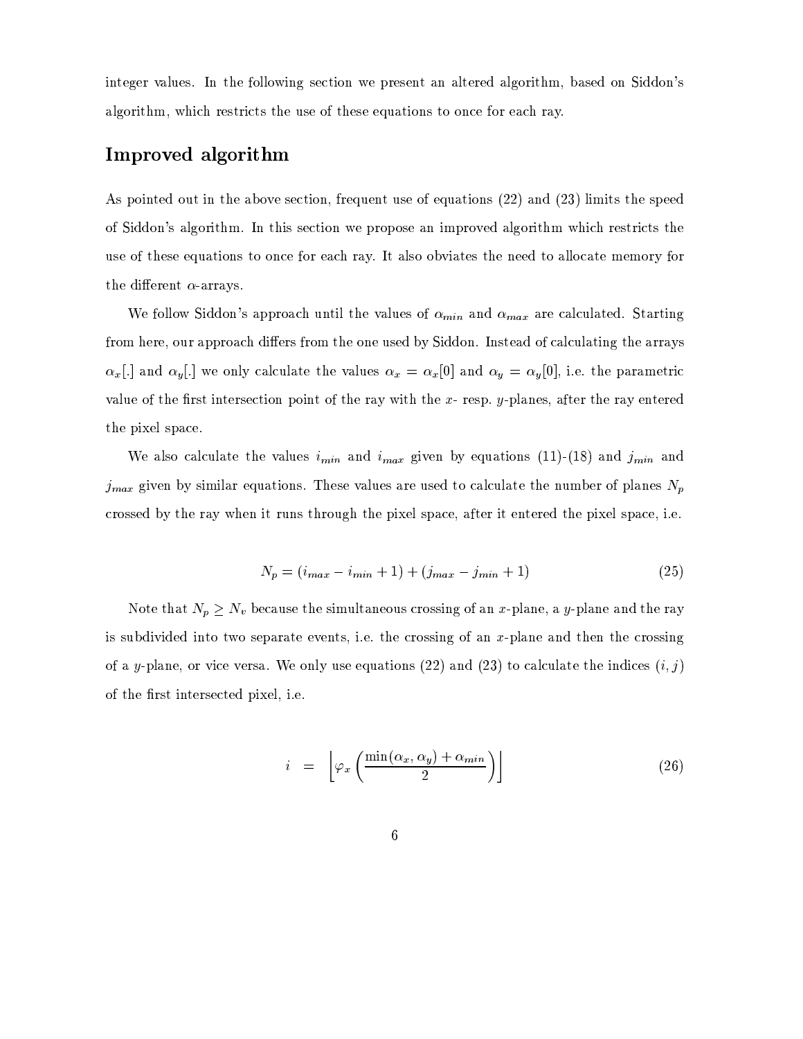integer values. In the following section we present an altered algorithm, based on Siddon's algorithm, which restricts the use of these equations to once for each ray.

## Improved algorithm

As pointed out in the above section, frequent use of equations (22) and (23) limits the speed of Siddon's algorithm. In this section we propose an improved algorithm which restricts the use of these equations to once for each ray. It also obviates the need to allocate memory for the different $\alpha$-arrays.

We follow Siddon's approach until the values of $\alpha_{min}$ and $\alpha_{max}$ are calculated. Starting from here, our approach differs from the one used by Siddon. Instead of calculating the arrays $\alpha_x[.]$ and $\alpha_y[.]$ we only calculate the values $\alpha_x = \alpha_x[0]$ and $\alpha_y = \alpha_y[0]$, i.e. the parametric value of the first intersection point of the ray with the $x$- resp. $y$-planes, after the ray entered the pixel space.

We also calculate the values $i_{min}$ and $i_{max}$ given by equations (11)-(18) and $j_{min}$ and $j_{max}$ given by similar equations. These values are used to calculate the number of planes $N_p$ crossed by the ray when it runs through the pixel space, after it entered the pixel space, i.e.

$$N_p = (i_{max} - i_{min} + 1) + (j_{max} - j_{min} + 1) \tag{25}$$

Note that $N_p \geq N_v$ because the simultaneous crossing of an $x$-plane, a $y$-plane and the ray is subdivided into two separate events, i.e. the crossing of an $x$-plane and then the crossing of a $y$-plane, or vice versa. We only use equations (22) and (23) to calculate the indices $(i, j)$ of the first intersected pixel, i.e.

$$i = \left\lfloor \varphi_x \left( \frac{\min(\alpha_x, \alpha_y) + \alpha_{min}}{2} \right) \right\rfloor \tag{26}$$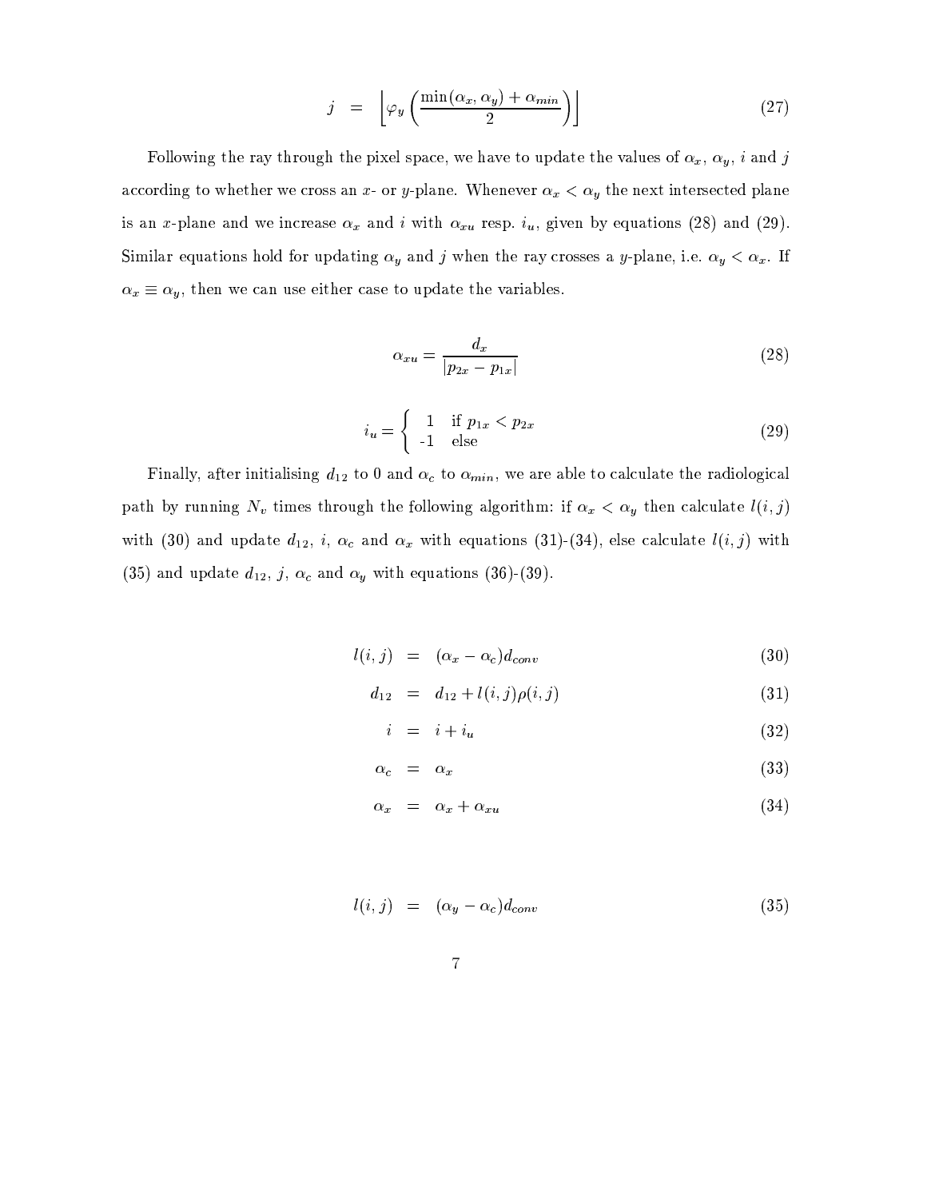$$j = \left\lfloor \varphi_y \left( \frac{\min(\alpha_x, \alpha_y) + \alpha_{min}}{2} \right) \right\rfloor \tag{27}$$

Following the ray through the pixel space, we have to update the values of $\alpha_x$, $\alpha_y$, $i$ and $j$ according to whether we cross an $x$- or $y$-plane. Whenever $\alpha_x < \alpha_y$ the next intersected plane is an $x$-plane and we increase $\alpha_x$ and $i$ with $\alpha_{xu}$ resp. $i_u$, given by equations (28) and (29). Similar equations hold for updating $\alpha_y$ and $j$ when the ray crosses a $y$-plane, i.e. $\alpha_y < \alpha_x$. If $\alpha_x \equiv \alpha_y$, then we can use either case to update the variables.

$$\alpha_{xu} = \frac{d_x}{|p_{2x} - p_{1x}|} \tag{28}$$

$$i_u = \begin{cases} 1 & \text{if } p_{1x} < p_{2x} \\ \text{-1} & \text{else} \end{cases} \tag{29}$$

Finally, after initialising $d_{12}$ to 0 and $\alpha_c$ to $\alpha_{min}$, we are able to calculate the radiological path by running $N_v$ times through the following algorithm: if $\alpha_x < \alpha_y$ then calculate $l(i,j)$ with (30) and update $d_{12}$, $i$, $\alpha_c$ and $\alpha_x$ with equations (31)-(34), else calculate $l(i,j)$ with (35) and update $d_{12}$, $j$, $\alpha_c$ and $\alpha_y$ with equations (36)-(39).

$$l(i,j) = (\alpha_x - \alpha_c) d_{conv} \tag{30}$$

$$d_{12} = d_{12} + l(i,j)\rho(i,j) \tag{31}$$

$$i = i + i_u \tag{32}$$

$$\alpha_c = \alpha_x \tag{33}$$

$$\alpha_x = \alpha_x + \alpha_{xu} \tag{34}$$

$$l(i,j) = (\alpha_y - \alpha_c) d_{conv} \tag{35}$$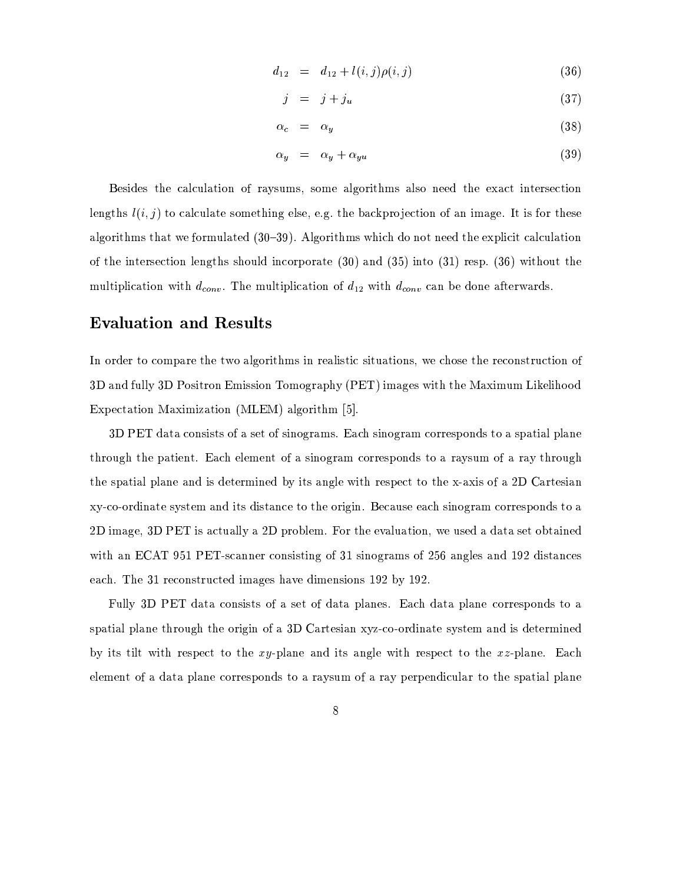$$d_{12} = d_{12} + l(i,j)\rho(i,j) \tag{36}$$

$$j = j + j_u \tag{37}$$

$$\alpha_c = \alpha_y \tag{38}$$

$$\alpha_y = \alpha_y + \alpha_{yu} \tag{39}$$

Besides the calculation of raysums, some algorithms also need the exact intersection lengths $l(i,j)$ to calculate something else, e.g. the backprojection of an image. It is for these algorithms that we formulated (30–39). Algorithms which do not need the explicit calculation of the intersection lengths should incorporate (30) and (35) into (31) resp. (36) without the multiplication with $d_{conv}$. The multiplication of $d_{12}$ with $d_{conv}$ can be done afterwards.

## Evaluation and Results

In order to compare the two algorithms in realistic situations, we chose the reconstruction of 3D and fully 3D Positron Emission Tomography (PET) images with the Maximum Likelihood Expectation Maximization (MLEM) algorithm [5].

3D PET data consists of a set of sinograms. Each sinogram corresponds to a spatial plane through the patient. Each element of a sinogram corresponds to a raysum of a ray through the spatial plane and is determined by its angle with respect to the x-axis of a 2D Cartesian xy-co-ordinate system and its distance to the origin. Because each sinogram corresponds to a 2D image, 3D PET is actually a 2D problem. For the evaluation, we used a data set obtained with an ECAT 951 PET-scanner consisting of 31 sinograms of 256 angles and 192 distances each. The 31 reconstructed images have dimensions 192 by 192.

Fully 3D PET data consists of a set of data planes. Each data plane corresponds to a spatial plane through the origin of a 3D Cartesian xyz-co-ordinate system and is determined by its tilt with respect to the $xy$-plane and its angle with respect to the $xz$-plane. Each element of a data plane corresponds to a raysum of a ray perpendicular to the spatial plane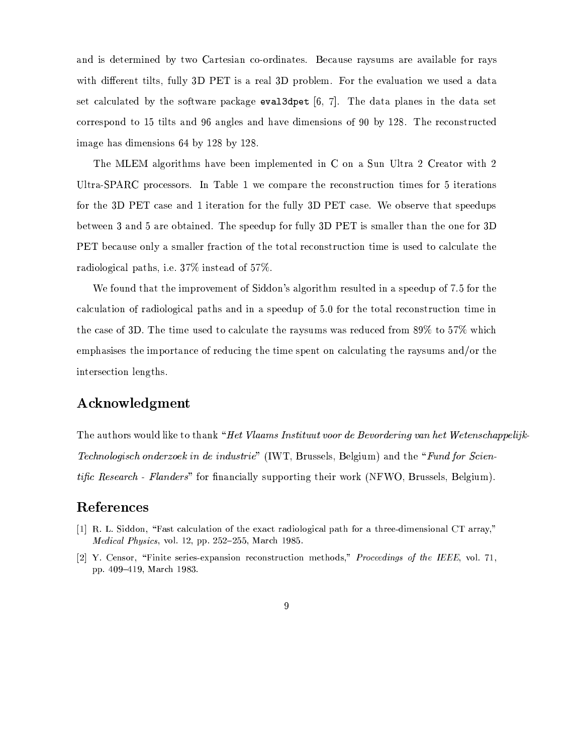and is determined by two Cartesian co-ordinates. Because raysums are available for rays with different tilts, fully 3D PET is a real 3D problem. For the evaluation we used a data set calculated by the software package `eval3dpet` [6, 7]. The data planes in the data set correspond to 15 tilts and 96 angles and have dimensions of 90 by 128. The reconstructed image has dimensions 64 by 128 by 128.

The MLEM algorithms have been implemented in C on a Sun Ultra 2 Creator with 2 Ultra-SPARC processors. In Table 1 we compare the reconstruction times for 5 iterations for the 3D PET case and 1 iteration for the fully 3D PET case. We observe that speedups between 3 and 5 are obtained. The speedup for fully 3D PET is smaller than the one for 3D PET because only a smaller fraction of the total reconstruction time is used to calculate the radiological paths, i.e. 37% instead of 57%.

We found that the improvement of Siddon's algorithm resulted in a speedup of 7.5 for the calculation of radiological paths and in a speedup of 5.0 for the total reconstruction time in the case of 3D. The time used to calculate the raysums was reduced from 89% to 57% which emphasises the importance of reducing the time spent on calculating the raysums and/or the intersection lengths.

## Acknowledgment

The authors would like to thank "*Het Vlaams Instituut voor de Bevordering van het Wetenschappelijk-Technologisch onderzoek in de industrie*" (IWT, Brussels, Belgium) and the "*Fund for Scientific Research - Flanders*" for financially supporting their work (NFWO, Brussels, Belgium).

## References

[1] R. L. Siddon, "Fast calculation of the exact radiological path for a three-dimensional CT array," *Medical Physics*, vol. 12, pp. 252–255, March 1985.

[2] Y. Censor, "Finite series-expansion reconstruction methods," *Proceedings of the IEEE*, vol. 71, pp. 409–419, March 1983.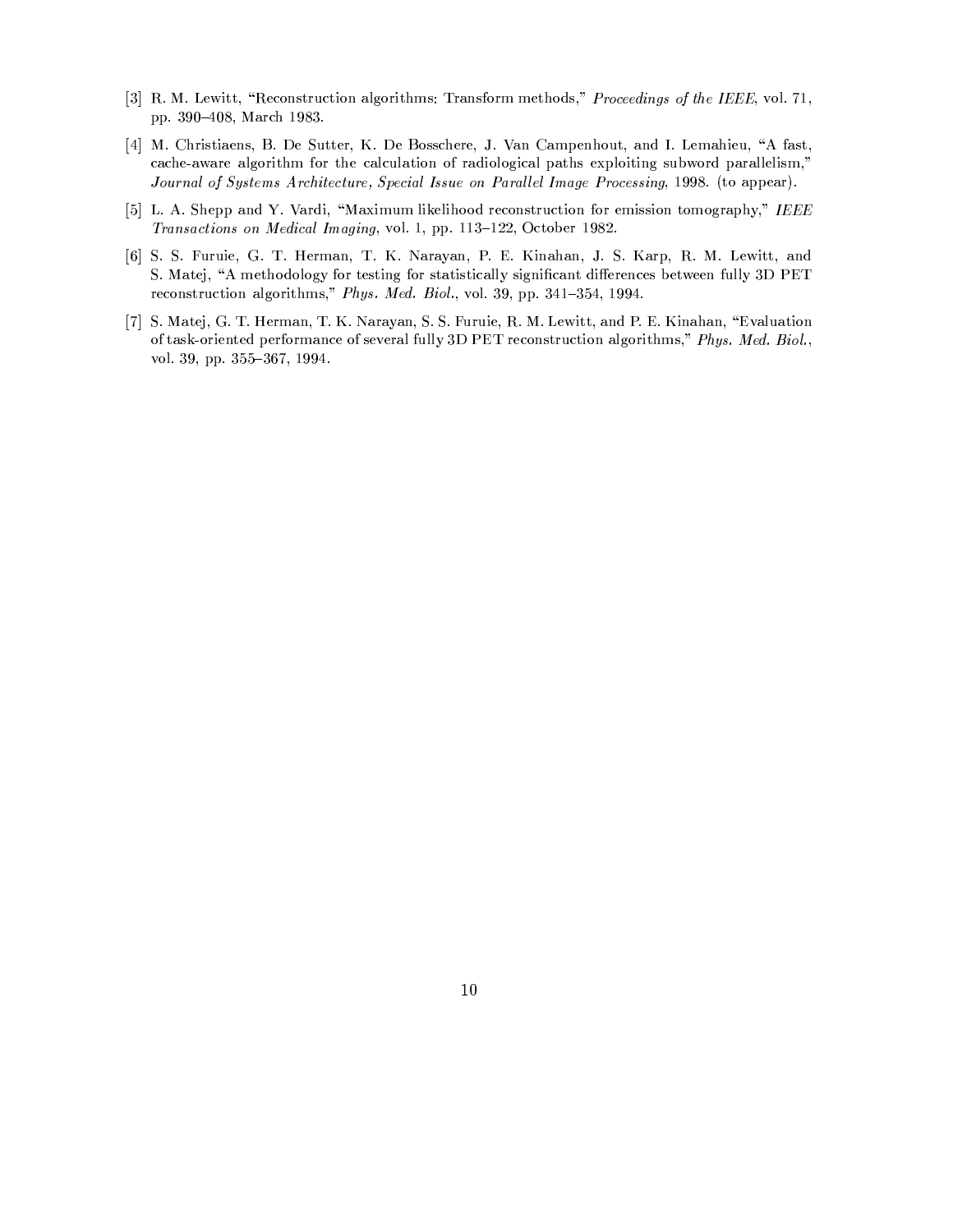[3] R. M. Lewitt, "Reconstruction algorithms: Transform methods," *Proceedings of the IEEE*, vol. 71, pp. 390–408, March 1983.

[4] M. Christiaens, B. De Sutter, K. De Bosschere, J. Van Campenhout, and I. Lemahieu, "A fast, cache-aware algorithm for the calculation of radiological paths exploiting subword parallelism," *Journal of Systems Architecture, Special Issue on Parallel Image Processing*, 1998. (to appear).

[5] L. A. Shepp and Y. Vardi, "Maximum likelihood reconstruction for emission tomography," *IEEE Transactions on Medical Imaging*, vol. 1, pp. 113–122, October 1982.

[6] S. S. Furuie, G. T. Herman, T. K. Narayan, P. E. Kinahan, J. S. Karp, R. M. Lewitt, and S. Matej, "A methodology for testing for statistically significant differences between fully 3D PET reconstruction algorithms," *Phys. Med. Biol.*, vol. 39, pp. 341–354, 1994.

[7] S. Matej, G. T. Herman, T. K. Narayan, S. S. Furuie, R. M. Lewitt, and P. E. Kinahan, "Evaluation of task-oriented performance of several fully 3D PET reconstruction algorithms," *Phys. Med. Biol.*, vol. 39, pp. 355–367, 1994.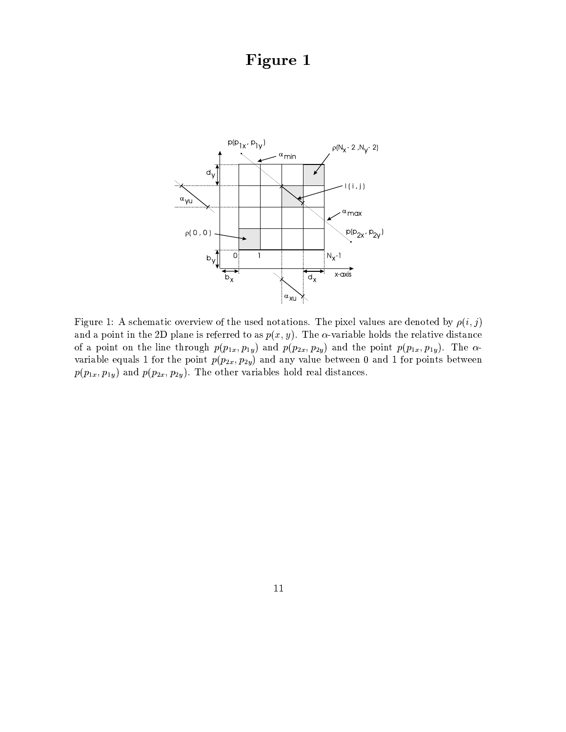# Figure 1

Figure 1: A schematic overview of the used notations. The pixel values are denoted by $\rho(i, j)$ and a point in the 2D plane is referred to as $p(x, y)$. The $\alpha$-variable holds the relative distance of a point on the line through $p(p_{1x}, p_{1y})$ and $p(p_{2x}, p_{2y})$ and the point $p(p_{1x}, p_{1y})$. The $\alpha$-variable equals 1 for the point $p(p_{2x}, p_{2y})$ and any value between 0 and 1 for points between $p(p_{1x}, p_{1y})$ and $p(p_{2x}, p_{2y})$. The other variables hold real distances.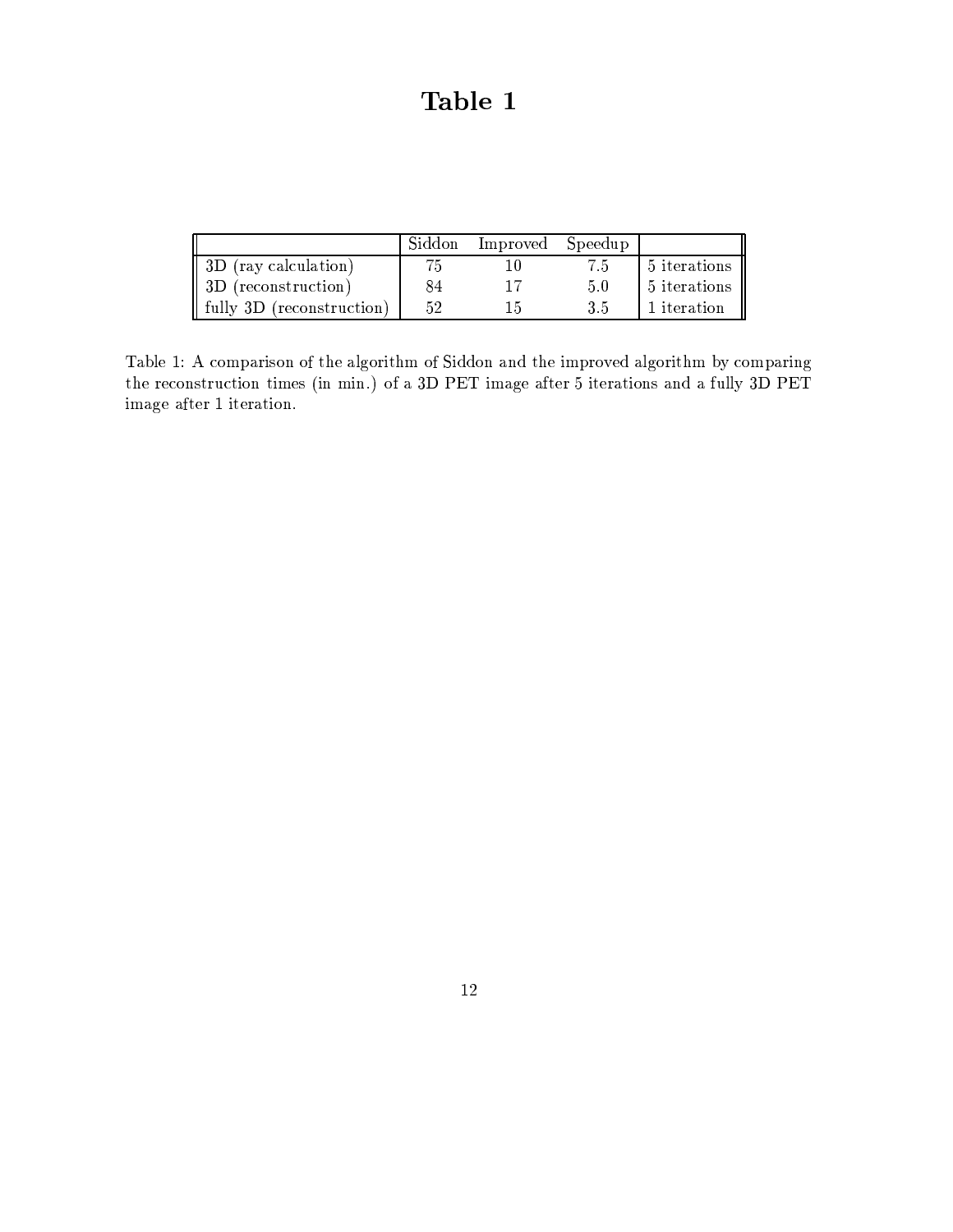# Table 1

| | Siddon | Improved | Speedup | |
|---|---|---|---|---|
| 3D (ray calculation) | 75 | 10 | 7.5 | 5 iterations |
| 3D (reconstruction) | 84 | 17 | 5.0 | 5 iterations |
| fully 3D (reconstruction) | 52 | 15 | 3.5 | 1 iteration |

Table 1: A comparison of the algorithm of Siddon and the improved algorithm by comparing the reconstruction times (in min.) of a 3D PET image after 5 iterations and a fully 3D PET image after 1 iteration.